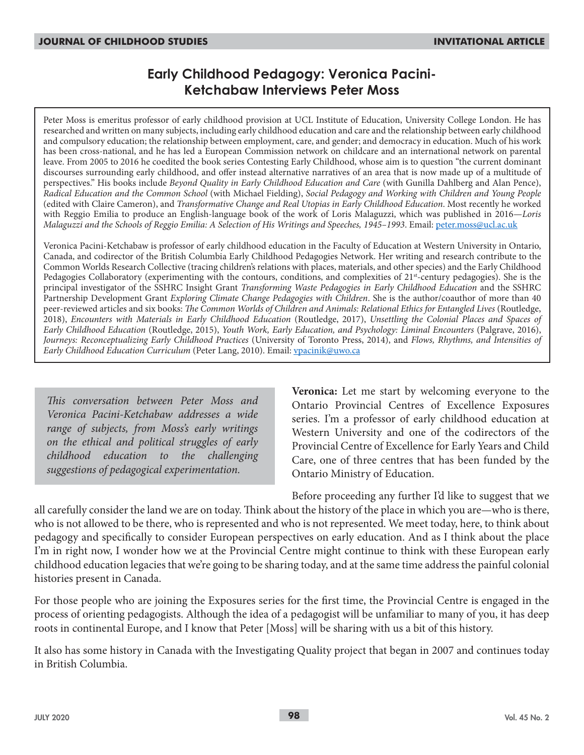# Early Childhood Pedagogy: Veronica Pacini-Ketchabaw Interviews Peter Moss

Peter Moss is emeritus professor of early childhood provision at UCL Institute of Education, University College London. He has researched and written on many subjects, including early childhood education and care and the relationship between early childhood and compulsory education; the relationship between employment, care, and gender; and democracy in education. Much of his work has been cross-national, and he has led a European Commission network on childcare and an international network on parental leave. From 2005 to 2016 he coedited the book series Contesting Early Childhood, whose aim is to question "the current dominant discourses surrounding early childhood, and offer instead alternative narratives of an area that is now made up of a multitude of perspectives." His books include *Beyond Quality in Early Childhood Education and Care* (with Gunilla Dahlberg and Alan Pence), *Radical Education and the Common School* (with Michael Fielding), *Social Pedagogy and Working with Children and Young People* (edited with Claire Cameron), and *Transformative Change and Real Utopias in Early Childhood Education*. Most recently he worked with Reggio Emilia to produce an English-language book of the work of Loris Malaguzzi, which was published in 2016—*Loris Malaguzzi and the Schools of Reggio Emilia: A Selection of His Writings and Speeches, 1945–1993*. Email: peter.moss@ucl.ac.uk

Veronica Pacini-Ketchabaw is professor of early childhood education in the Faculty of Education at Western University in Ontario, Canada, and codirector of the British Columbia Early Childhood Pedagogies Network. Her writing and research contribute to the Common Worlds Research Collective (tracing children's relations with places, materials, and other species) and the Early Childhood Pedagogies Collaboratory (experimenting with the contours, conditions, and complexities of 21st-century pedagogies). She is the principal investigator of the SSHRC Insight Grant *Transforming Waste Pedagogies in Early Childhood Education* and the SSHRC Partnership Development Grant *Exploring Climate Change Pedagogies with Children*. She is the author/coauthor of more than 40 peer-reviewed articles and six books: *The Common Worlds of Children and Animals: Relational Ethics for Entangled Lives* (Routledge, 2018), *Encounters with Materials in Early Childhood Education* (Routledge, 2017), *Unsettling the Colonial Places and Spaces of Early Childhood Education* (Routledge, 2015), *Youth Work, Early Education, and Psychology: Liminal Encounters* (Palgrave, 2016), *Journeys: Reconceptualizing Early Childhood Practices* (University of Toronto Press, 2014), and *Flows, Rhythms, and Intensities of Early Childhood Education Curriculum* (Peter Lang, 2010). Email: vpacinik@uwo.ca

*This conversation between Peter Moss and Veronica Pacini-Ketchabaw addresses a wide range of subjects, from Moss's early writings on the ethical and political struggles of early childhood education to the challenging suggestions of pedagogical experimentation.*

**Veronica:** Let me start by welcoming everyone to the Ontario Provincial Centres of Excellence Exposures series. I'm a professor of early childhood education at Western University and one of the codirectors of the Provincial Centre of Excellence for Early Years and Child Care, one of three centres that has been funded by the Ontario Ministry of Education.

Before proceeding any further I'd like to suggest that we all carefully consider the land we are on today. Think about the history of the place in which you are—who is there, who is not allowed to be there, who is represented and who is not represented. We meet today, here, to think about pedagogy and specifically to consider European perspectives on early education. And as I think about the place I'm in right now, I wonder how we at the Provincial Centre might continue to think with these European early childhood education legacies that we're going to be sharing today, and at the same time address the painful colonial histories present in Canada.

For those people who are joining the Exposures series for the first time, the Provincial Centre is engaged in the process of orienting pedagogists. Although the idea of a pedagogist will be unfamiliar to many of you, it has deep roots in continental Europe, and I know that Peter [Moss] will be sharing with us a bit of this history.

It also has some history in Canada with the Investigating Quality project that began in 2007 and continues today in British Columbia.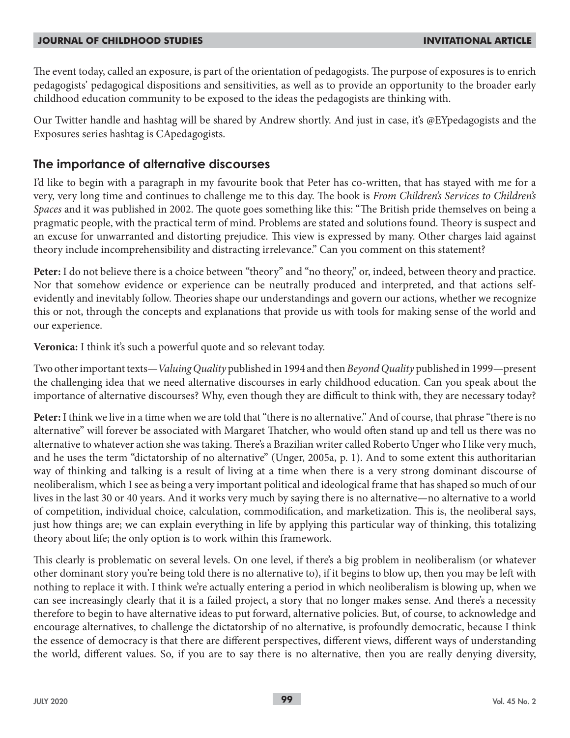The event today, called an exposure, is part of the orientation of pedagogists. The purpose of exposures is to enrich pedagogists' pedagogical dispositions and sensitivities, as well as to provide an opportunity to the broader early childhood education community to be exposed to the ideas the pedagogists are thinking with.

Our Twitter handle and hashtag will be shared by Andrew shortly. And just in case, it's @EYpedagogists and the Exposures series hashtag is CApedagogists.

## The importance of alternative discourses

I'd like to begin with a paragraph in my favourite book that Peter has co-written, that has stayed with me for a very, very long time and continues to challenge me to this day. The book is *From Children's Services to Children's Spaces* and it was published in 2002. The quote goes something like this: "The British pride themselves on being a pragmatic people, with the practical term of mind. Problems are stated and solutions found. Theory is suspect and an excuse for unwarranted and distorting prejudice. This view is expressed by many. Other charges laid against theory include incomprehensibility and distracting irrelevance." Can you comment on this statement?

**Peter:** I do not believe there is a choice between "theory" and "no theory," or, indeed, between theory and practice. Nor that somehow evidence or experience can be neutrally produced and interpreted, and that actions self-evidently and inevitably follow. Theories shape our understandings and govern our actions, whether we recognize this or not, through the concepts and explanations that provide us with tools for making sense of the world and our experience.

**Veronica:** I think it's such a powerful quote and so relevant today.

Two other important texts—*Valuing Quality* published in 1994 and then *Beyond Quality* published in 1999—present the challenging idea that we need alternative discourses in early childhood education. Can you speak about the importance of alternative discourses? Why, even though they are difficult to think with, they are necessary today?

**Peter:** I think we live in a time when we are told that "there is no alternative." And of course, that phrase "there is no alternative" will forever be associated with Margaret Thatcher, who would often stand up and tell us there was no alternative to whatever action she was taking. There's a Brazilian writer called Roberto Unger who I like very much, and he uses the term "dictatorship of no alternative" (Unger, 2005a, p. 1). And to some extent this authoritarian way of thinking and talking is a result of living at a time when there is a very strong dominant discourse of neoliberalism, which I see as being a very important political and ideological frame that has shaped so much of our lives in the last 30 or 40 years. And it works very much by saying there is no alternative—no alternative to a world of competition, individual choice, calculation, commodification, and marketization. This is, the neoliberal says, just how things are; we can explain everything in life by applying this particular way of thinking, this totalizing theory about life; the only option is to work within this framework.

This clearly is problematic on several levels. On one level, if there's a big problem in neoliberalism (or whatever other dominant story you're being told there is no alternative to), if it begins to blow up, then you may be left with nothing to replace it with. I think we're actually entering a period in which neoliberalism is blowing up, when we can see increasingly clearly that it is a failed project, a story that no longer makes sense. And there's a necessity therefore to begin to have alternative ideas to put forward, alternative policies. But, of course, to acknowledge and encourage alternatives, to challenge the dictatorship of no alternative, is profoundly democratic, because I think the essence of democracy is that there are different perspectives, different views, different ways of understanding the world, different values. So, if you are to say there is no alternative, then you are really denying diversity,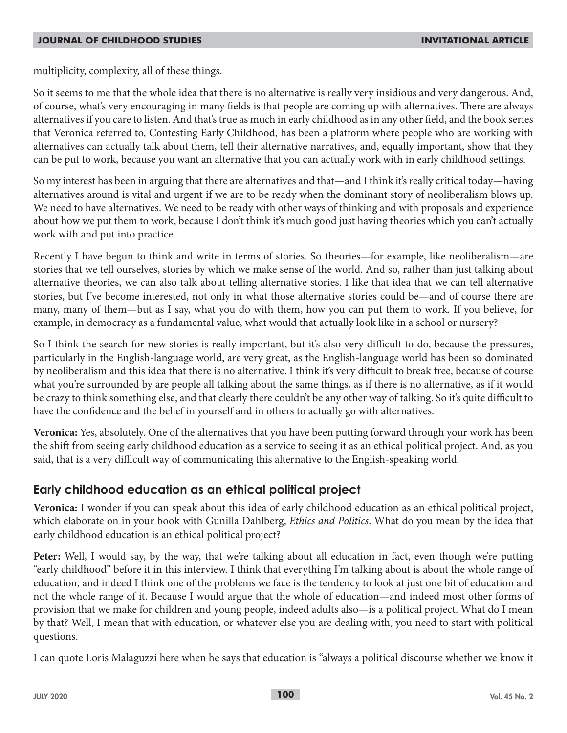multiplicity, complexity, all of these things.

So it seems to me that the whole idea that there is no alternative is really very insidious and very dangerous. And, of course, what's very encouraging in many fields is that people are coming up with alternatives. There are always alternatives if you care to listen. And that's true as much in early childhood as in any other field, and the book series that Veronica referred to, Contesting Early Childhood, has been a platform where people who are working with alternatives can actually talk about them, tell their alternative narratives, and, equally important, show that they can be put to work, because you want an alternative that you can actually work with in early childhood settings.

So my interest has been in arguing that there are alternatives and that—and I think it's really critical today—having alternatives around is vital and urgent if we are to be ready when the dominant story of neoliberalism blows up. We need to have alternatives. We need to be ready with other ways of thinking and with proposals and experience about how we put them to work, because I don't think it's much good just having theories which you can't actually work with and put into practice.

Recently I have begun to think and write in terms of stories. So theories—for example, like neoliberalism—are stories that we tell ourselves, stories by which we make sense of the world. And so, rather than just talking about alternative theories, we can also talk about telling alternative stories. I like that idea that we can tell alternative stories, but I've become interested, not only in what those alternative stories could be—and of course there are many, many of them—but as I say, what you do with them, how you can put them to work. If you believe, for example, in democracy as a fundamental value, what would that actually look like in a school or nursery?

So I think the search for new stories is really important, but it's also very difficult to do, because the pressures, particularly in the English-language world, are very great, as the English-language world has been so dominated by neoliberalism and this idea that there is no alternative. I think it's very difficult to break free, because of course what you're surrounded by are people all talking about the same things, as if there is no alternative, as if it would be crazy to think something else, and that clearly there couldn't be any other way of talking. So it's quite difficult to have the confidence and the belief in yourself and in others to actually go with alternatives.

**Veronica:** Yes, absolutely. One of the alternatives that you have been putting forward through your work has been the shift from seeing early childhood education as a service to seeing it as an ethical political project. And, as you said, that is a very difficult way of communicating this alternative to the English-speaking world.

## Early childhood education as an ethical political project

**Veronica:** I wonder if you can speak about this idea of early childhood education as an ethical political project, which elaborate on in your book with Gunilla Dahlberg, *Ethics and Politics*. What do you mean by the idea that early childhood education is an ethical political project?

**Peter:** Well, I would say, by the way, that we're talking about all education in fact, even though we're putting "early childhood" before it in this interview. I think that everything I'm talking about is about the whole range of education, and indeed I think one of the problems we face is the tendency to look at just one bit of education and not the whole range of it. Because I would argue that the whole of education—and indeed most other forms of provision that we make for children and young people, indeed adults also—is a political project. What do I mean by that? Well, I mean that with education, or whatever else you are dealing with, you need to start with political questions.

I can quote Loris Malaguzzi here when he says that education is "always a political discourse whether we know it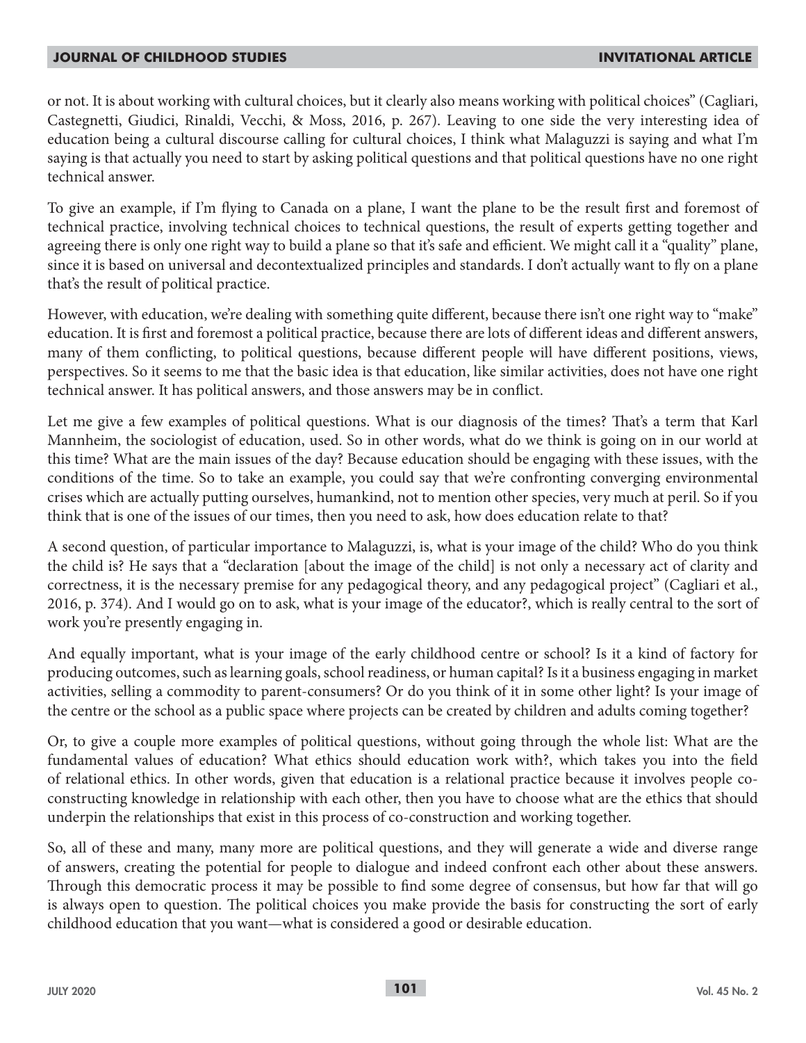or not. It is about working with cultural choices, but it clearly also means working with political choices" (Cagliari, Castegnetti, Giudici, Rinaldi, Vecchi, & Moss, 2016, p. 267). Leaving to one side the very interesting idea of education being a cultural discourse calling for cultural choices, I think what Malaguzzi is saying and what I'm saying is that actually you need to start by asking political questions and that political questions have no one right technical answer.

To give an example, if I'm flying to Canada on a plane, I want the plane to be the result first and foremost of technical practice, involving technical choices to technical questions, the result of experts getting together and agreeing there is only one right way to build a plane so that it's safe and efficient. We might call it a "quality" plane, since it is based on universal and decontextualized principles and standards. I don't actually want to fly on a plane that's the result of political practice.

However, with education, we're dealing with something quite different, because there isn't one right way to "make" education. It is first and foremost a political practice, because there are lots of different ideas and different answers, many of them conflicting, to political questions, because different people will have different positions, views, perspectives. So it seems to me that the basic idea is that education, like similar activities, does not have one right technical answer. It has political answers, and those answers may be in conflict.

Let me give a few examples of political questions. What is our diagnosis of the times? That's a term that Karl Mannheim, the sociologist of education, used. So in other words, what do we think is going on in our world at this time? What are the main issues of the day? Because education should be engaging with these issues, with the conditions of the time. So to take an example, you could say that we're confronting converging environmental crises which are actually putting ourselves, humankind, not to mention other species, very much at peril. So if you think that is one of the issues of our times, then you need to ask, how does education relate to that?

A second question, of particular importance to Malaguzzi, is, what is your image of the child? Who do you think the child is? He says that a "declaration [about the image of the child] is not only a necessary act of clarity and correctness, it is the necessary premise for any pedagogical theory, and any pedagogical project" (Cagliari et al., 2016, p. 374). And I would go on to ask, what is your image of the educator?, which is really central to the sort of work you're presently engaging in.

And equally important, what is your image of the early childhood centre or school? Is it a kind of factory for producing outcomes, such as learning goals, school readiness, or human capital? Is it a business engaging in market activities, selling a commodity to parent-consumers? Or do you think of it in some other light? Is your image of the centre or the school as a public space where projects can be created by children and adults coming together?

Or, to give a couple more examples of political questions, without going through the whole list: What are the fundamental values of education? What ethics should education work with?, which takes you into the field of relational ethics. In other words, given that education is a relational practice because it involves people co-constructing knowledge in relationship with each other, then you have to choose what are the ethics that should underpin the relationships that exist in this process of co-construction and working together.

So, all of these and many, many more are political questions, and they will generate a wide and diverse range of answers, creating the potential for people to dialogue and indeed confront each other about these answers. Through this democratic process it may be possible to find some degree of consensus, but how far that will go is always open to question. The political choices you make provide the basis for constructing the sort of early childhood education that you want—what is considered a good or desirable education.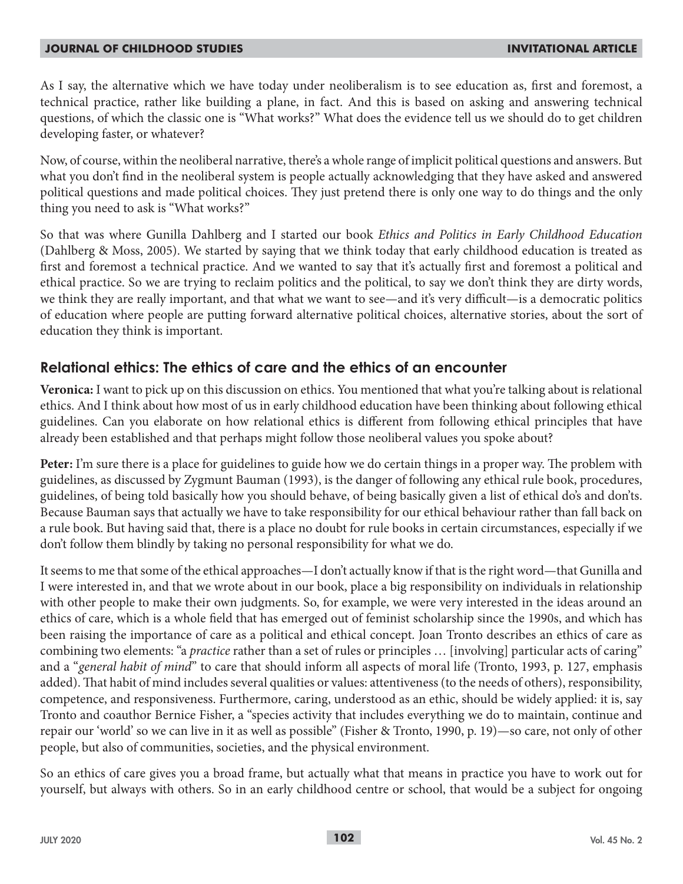As I say, the alternative which we have today under neoliberalism is to see education as, first and foremost, a technical practice, rather like building a plane, in fact. And this is based on asking and answering technical questions, of which the classic one is "What works?" What does the evidence tell us we should do to get children developing faster, or whatever?

Now, of course, within the neoliberal narrative, there's a whole range of implicit political questions and answers. But what you don't find in the neoliberal system is people actually acknowledging that they have asked and answered political questions and made political choices. They just pretend there is only one way to do things and the only thing you need to ask is "What works?"

So that was where Gunilla Dahlberg and I started our book *Ethics and Politics in Early Childhood Education* (Dahlberg & Moss, 2005). We started by saying that we think today that early childhood education is treated as first and foremost a technical practice. And we wanted to say that it's actually first and foremost a political and ethical practice. So we are trying to reclaim politics and the political, to say we don't think they are dirty words, we think they are really important, and that what we want to see—and it's very difficult—is a democratic politics of education where people are putting forward alternative political choices, alternative stories, about the sort of education they think is important.

## Relational ethics: The ethics of care and the ethics of an encounter

**Veronica:** I want to pick up on this discussion on ethics. You mentioned that what you're talking about is relational ethics. And I think about how most of us in early childhood education have been thinking about following ethical guidelines. Can you elaborate on how relational ethics is different from following ethical principles that have already been established and that perhaps might follow those neoliberal values you spoke about?

**Peter:** I'm sure there is a place for guidelines to guide how we do certain things in a proper way. The problem with guidelines, as discussed by Zygmunt Bauman (1993), is the danger of following any ethical rule book, procedures, guidelines, of being told basically how you should behave, of being basically given a list of ethical do's and don'ts. Because Bauman says that actually we have to take responsibility for our ethical behaviour rather than fall back on a rule book. But having said that, there is a place no doubt for rule books in certain circumstances, especially if we don't follow them blindly by taking no personal responsibility for what we do.

It seems to me that some of the ethical approaches—I don't actually know if that is the right word—that Gunilla and I were interested in, and that we wrote about in our book, place a big responsibility on individuals in relationship with other people to make their own judgments. So, for example, we were very interested in the ideas around an ethics of care, which is a whole field that has emerged out of feminist scholarship since the 1990s, and which has been raising the importance of care as a political and ethical concept. Joan Tronto describes an ethics of care as combining two elements: "a *practice* rather than a set of rules or principles … [involving] particular acts of caring" and a "*general habit of mind*" to care that should inform all aspects of moral life (Tronto, 1993, p. 127, emphasis added). That habit of mind includes several qualities or values: attentiveness (to the needs of others), responsibility, competence, and responsiveness. Furthermore, caring, understood as an ethic, should be widely applied: it is, say Tronto and coauthor Bernice Fisher, a "species activity that includes everything we do to maintain, continue and repair our 'world' so we can live in it as well as possible" (Fisher & Tronto, 1990, p. 19)—so care, not only of other people, but also of communities, societies, and the physical environment.

So an ethics of care gives you a broad frame, but actually what that means in practice you have to work out for yourself, but always with others. So in an early childhood centre or school, that would be a subject for ongoing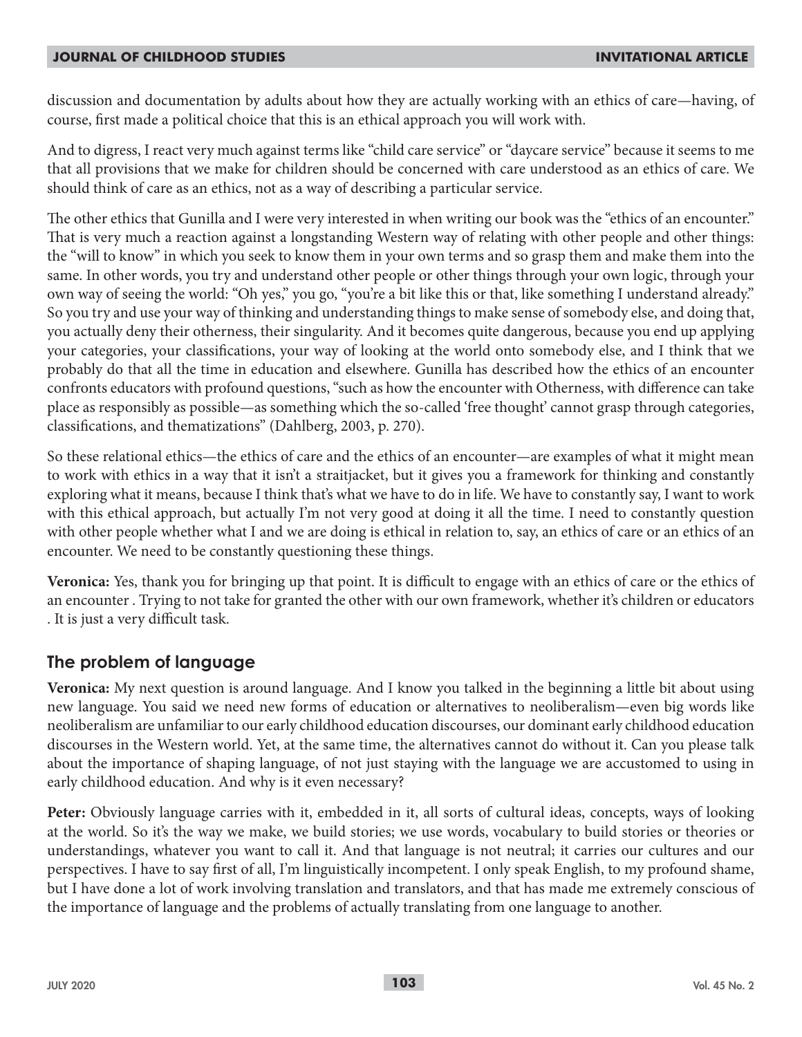discussion and documentation by adults about how they are actually working with an ethics of care—having, of course, first made a political choice that this is an ethical approach you will work with.

And to digress, I react very much against terms like "child care service" or "daycare service" because it seems to me that all provisions that we make for children should be concerned with care understood as an ethics of care. We should think of care as an ethics, not as a way of describing a particular service.

The other ethics that Gunilla and I were very interested in when writing our book was the "ethics of an encounter." That is very much a reaction against a longstanding Western way of relating with other people and other things: the "will to know" in which you seek to know them in your own terms and so grasp them and make them into the same. In other words, you try and understand other people or other things through your own logic, through your own way of seeing the world: "Oh yes," you go, "you're a bit like this or that, like something I understand already." So you try and use your way of thinking and understanding things to make sense of somebody else, and doing that, you actually deny their otherness, their singularity. And it becomes quite dangerous, because you end up applying your categories, your classifications, your way of looking at the world onto somebody else, and I think that we probably do that all the time in education and elsewhere. Gunilla has described how the ethics of an encounter confronts educators with profound questions, "such as how the encounter with Otherness, with difference can take place as responsibly as possible—as something which the so-called 'free thought' cannot grasp through categories, classifications, and thematizations" (Dahlberg, 2003, p. 270).

So these relational ethics—the ethics of care and the ethics of an encounter—are examples of what it might mean to work with ethics in a way that it isn't a straitjacket, but it gives you a framework for thinking and constantly exploring what it means, because I think that's what we have to do in life. We have to constantly say, I want to work with this ethical approach, but actually I'm not very good at doing it all the time. I need to constantly question with other people whether what I and we are doing is ethical in relation to, say, an ethics of care or an ethics of an encounter. We need to be constantly questioning these things.

**Veronica:** Yes, thank you for bringing up that point. It is difficult to engage with an ethics of care or the ethics of an encounter . Trying to not take for granted the other with our own framework, whether it's children or educators . It is just a very difficult task.

## The problem of language

**Veronica:** My next question is around language. And I know you talked in the beginning a little bit about using new language. You said we need new forms of education or alternatives to neoliberalism—even big words like neoliberalism are unfamiliar to our early childhood education discourses, our dominant early childhood education discourses in the Western world. Yet, at the same time, the alternatives cannot do without it. Can you please talk about the importance of shaping language, of not just staying with the language we are accustomed to using in early childhood education. And why is it even necessary?

**Peter:** Obviously language carries with it, embedded in it, all sorts of cultural ideas, concepts, ways of looking at the world. So it's the way we make, we build stories; we use words, vocabulary to build stories or theories or understandings, whatever you want to call it. And that language is not neutral; it carries our cultures and our perspectives. I have to say first of all, I'm linguistically incompetent. I only speak English, to my profound shame, but I have done a lot of work involving translation and translators, and that has made me extremely conscious of the importance of language and the problems of actually translating from one language to another.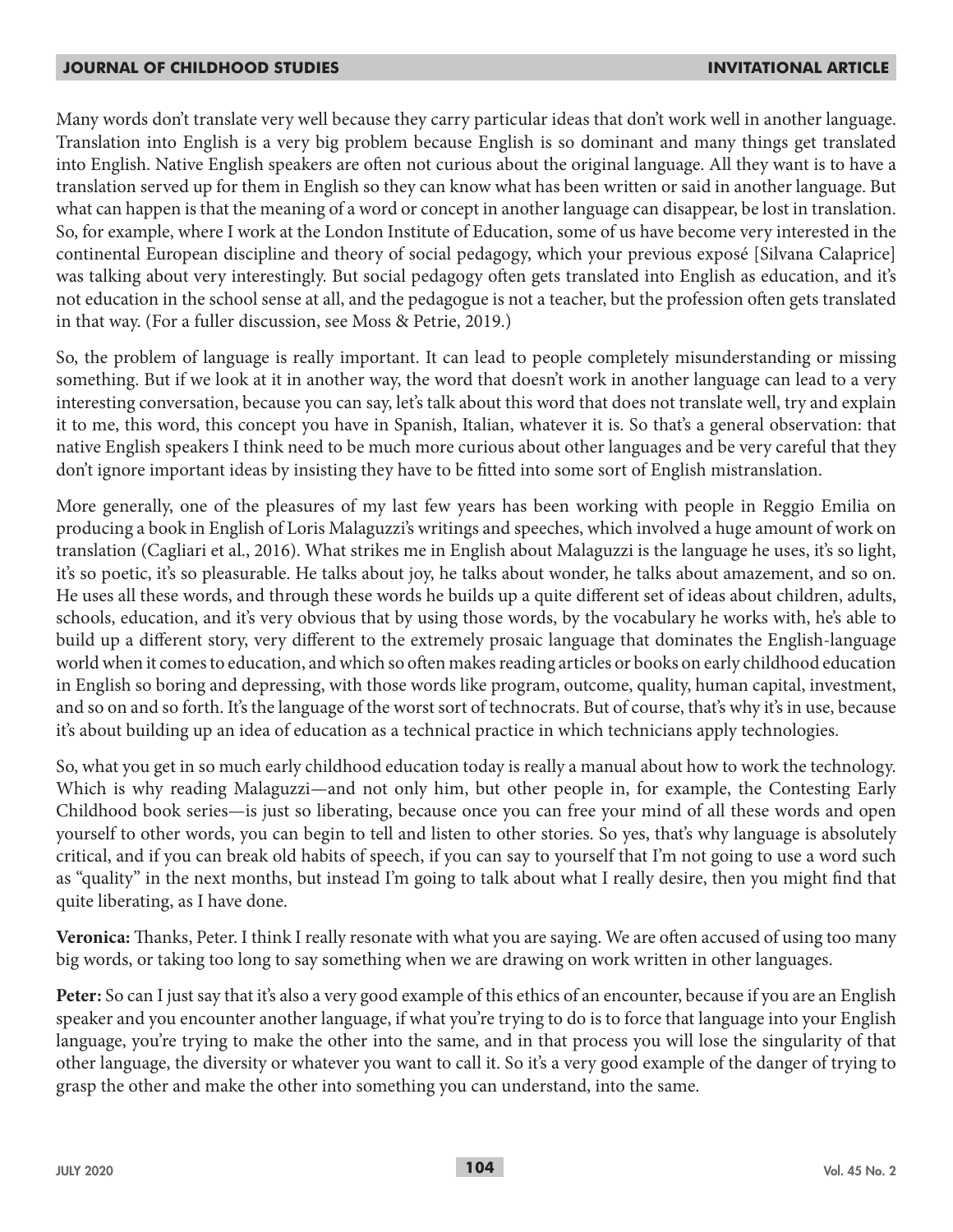Many words don't translate very well because they carry particular ideas that don't work well in another language. Translation into English is a very big problem because English is so dominant and many things get translated into English. Native English speakers are often not curious about the original language. All they want is to have a translation served up for them in English so they can know what has been written or said in another language. But what can happen is that the meaning of a word or concept in another language can disappear, be lost in translation. So, for example, where I work at the London Institute of Education, some of us have become very interested in the continental European discipline and theory of social pedagogy, which your previous exposé [Silvana Calaprice] was talking about very interestingly. But social pedagogy often gets translated into English as education, and it's not education in the school sense at all, and the pedagogue is not a teacher, but the profession often gets translated in that way. (For a fuller discussion, see Moss & Petrie, 2019.)

So, the problem of language is really important. It can lead to people completely misunderstanding or missing something. But if we look at it in another way, the word that doesn't work in another language can lead to a very interesting conversation, because you can say, let's talk about this word that does not translate well, try and explain it to me, this word, this concept you have in Spanish, Italian, whatever it is. So that's a general observation: that native English speakers I think need to be much more curious about other languages and be very careful that they don't ignore important ideas by insisting they have to be fitted into some sort of English mistranslation.

More generally, one of the pleasures of my last few years has been working with people in Reggio Emilia on producing a book in English of Loris Malaguzzi's writings and speeches, which involved a huge amount of work on translation (Cagliari et al., 2016). What strikes me in English about Malaguzzi is the language he uses, it's so light, it's so poetic, it's so pleasurable. He talks about joy, he talks about wonder, he talks about amazement, and so on. He uses all these words, and through these words he builds up a quite different set of ideas about children, adults, schools, education, and it's very obvious that by using those words, by the vocabulary he works with, he's able to build up a different story, very different to the extremely prosaic language that dominates the English-language world when it comes to education, and which so often makes reading articles or books on early childhood education in English so boring and depressing, with those words like program, outcome, quality, human capital, investment, and so on and so forth. It's the language of the worst sort of technocrats. But of course, that's why it's in use, because it's about building up an idea of education as a technical practice in which technicians apply technologies.

So, what you get in so much early childhood education today is really a manual about how to work the technology. Which is why reading Malaguzzi—and not only him, but other people in, for example, the Contesting Early Childhood book series—is just so liberating, because once you can free your mind of all these words and open yourself to other words, you can begin to tell and listen to other stories. So yes, that's why language is absolutely critical, and if you can break old habits of speech, if you can say to yourself that I'm not going to use a word such as "quality" in the next months, but instead I'm going to talk about what I really desire, then you might find that quite liberating, as I have done.

**Veronica:** Thanks, Peter. I think I really resonate with what you are saying. We are often accused of using too many big words, or taking too long to say something when we are drawing on work written in other languages.

**Peter:** So can I just say that it's also a very good example of this ethics of an encounter, because if you are an English speaker and you encounter another language, if what you're trying to do is to force that language into your English language, you're trying to make the other into the same, and in that process you will lose the singularity of that other language, the diversity or whatever you want to call it. So it's a very good example of the danger of trying to grasp the other and make the other into something you can understand, into the same.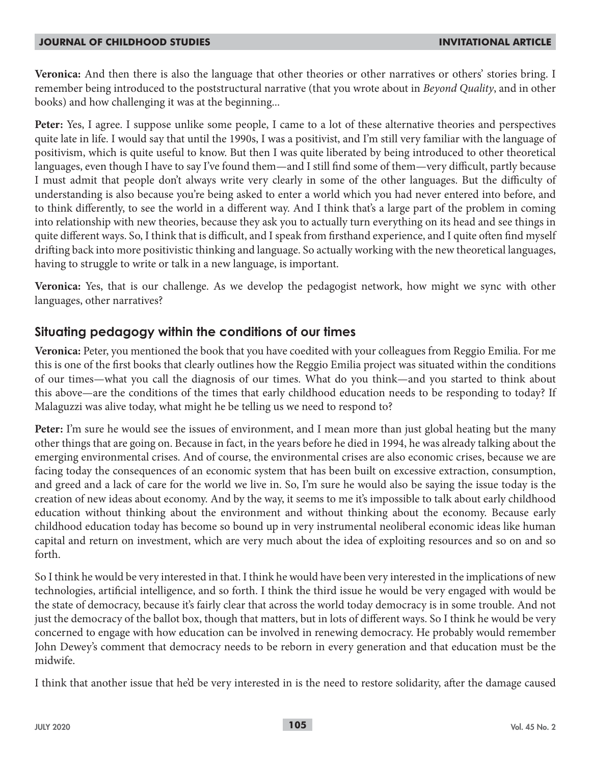**Veronica:** And then there is also the language that other theories or other narratives or others' stories bring. I remember being introduced to the poststructural narrative (that you wrote about in *Beyond Quality*, and in other books) and how challenging it was at the beginning...

**Peter:** Yes, I agree. I suppose unlike some people, I came to a lot of these alternative theories and perspectives quite late in life. I would say that until the 1990s, I was a positivist, and I'm still very familiar with the language of positivism, which is quite useful to know. But then I was quite liberated by being introduced to other theoretical languages, even though I have to say I've found them—and I still find some of them—very difficult, partly because I must admit that people don't always write very clearly in some of the other languages. But the difficulty of understanding is also because you're being asked to enter a world which you had never entered into before, and to think differently, to see the world in a different way. And I think that's a large part of the problem in coming into relationship with new theories, because they ask you to actually turn everything on its head and see things in quite different ways. So, I think that is difficult, and I speak from firsthand experience, and I quite often find myself drifting back into more positivistic thinking and language. So actually working with the new theoretical languages, having to struggle to write or talk in a new language, is important.

**Veronica:** Yes, that is our challenge. As we develop the pedagogist network, how might we sync with other languages, other narratives?

## Situating pedagogy within the conditions of our times

**Veronica:** Peter, you mentioned the book that you have coedited with your colleagues from Reggio Emilia. For me this is one of the first books that clearly outlines how the Reggio Emilia project was situated within the conditions of our times—what you call the diagnosis of our times. What do you think—and you started to think about this above—are the conditions of the times that early childhood education needs to be responding to today? If Malaguzzi was alive today, what might he be telling us we need to respond to?

**Peter:** I'm sure he would see the issues of environment, and I mean more than just global heating but the many other things that are going on. Because in fact, in the years before he died in 1994, he was already talking about the emerging environmental crises. And of course, the environmental crises are also economic crises, because we are facing today the consequences of an economic system that has been built on excessive extraction, consumption, and greed and a lack of care for the world we live in. So, I'm sure he would also be saying the issue today is the creation of new ideas about economy. And by the way, it seems to me it's impossible to talk about early childhood education without thinking about the environment and without thinking about the economy. Because early childhood education today has become so bound up in very instrumental neoliberal economic ideas like human capital and return on investment, which are very much about the idea of exploiting resources and so on and so forth.

So I think he would be very interested in that. I think he would have been very interested in the implications of new technologies, artificial intelligence, and so forth. I think the third issue he would be very engaged with would be the state of democracy, because it's fairly clear that across the world today democracy is in some trouble. And not just the democracy of the ballot box, though that matters, but in lots of different ways. So I think he would be very concerned to engage with how education can be involved in renewing democracy. He probably would remember John Dewey's comment that democracy needs to be reborn in every generation and that education must be the midwife.

I think that another issue that he'd be very interested in is the need to restore solidarity, after the damage caused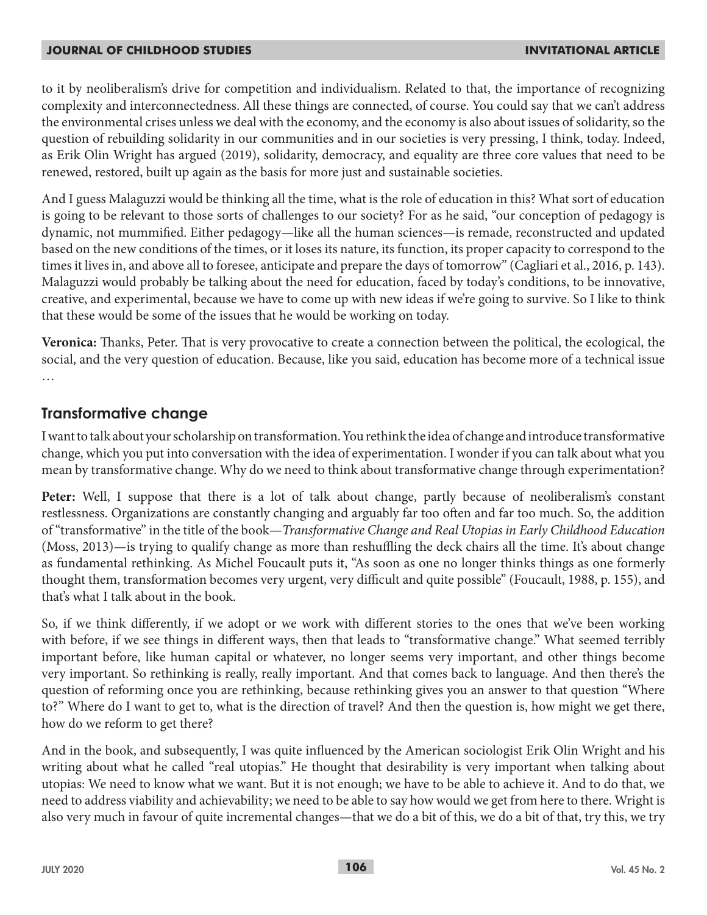to it by neoliberalism's drive for competition and individualism. Related to that, the importance of recognizing complexity and interconnectedness. All these things are connected, of course. You could say that we can't address the environmental crises unless we deal with the economy, and the economy is also about issues of solidarity, so the question of rebuilding solidarity in our communities and in our societies is very pressing, I think, today. Indeed, as Erik Olin Wright has argued (2019), solidarity, democracy, and equality are three core values that need to be renewed, restored, built up again as the basis for more just and sustainable societies.

And I guess Malaguzzi would be thinking all the time, what is the role of education in this? What sort of education is going to be relevant to those sorts of challenges to our society? For as he said, "our conception of pedagogy is dynamic, not mummified. Either pedagogy—like all the human sciences—is remade, reconstructed and updated based on the new conditions of the times, or it loses its nature, its function, its proper capacity to correspond to the times it lives in, and above all to foresee, anticipate and prepare the days of tomorrow" (Cagliari et al., 2016, p. 143). Malaguzzi would probably be talking about the need for education, faced by today's conditions, to be innovative, creative, and experimental, because we have to come up with new ideas if we're going to survive. So I like to think that these would be some of the issues that he would be working on today.

**Veronica:** Thanks, Peter. That is very provocative to create a connection between the political, the ecological, the social, and the very question of education. Because, like you said, education has become more of a technical issue …

## Transformative change

I want to talk about your scholarship on transformation. You rethink the idea of change and introduce transformative change, which you put into conversation with the idea of experimentation. I wonder if you can talk about what you mean by transformative change. Why do we need to think about transformative change through experimentation?

**Peter:** Well, I suppose that there is a lot of talk about change, partly because of neoliberalism's constant restlessness. Organizations are constantly changing and arguably far too often and far too much. So, the addition of "transformative" in the title of the book—*Transformative Change and Real Utopias in Early Childhood Education* (Moss, 2013)—is trying to qualify change as more than reshuffling the deck chairs all the time. It's about change as fundamental rethinking. As Michel Foucault puts it, "As soon as one no longer thinks things as one formerly thought them, transformation becomes very urgent, very difficult and quite possible" (Foucault, 1988, p. 155), and that's what I talk about in the book.

So, if we think differently, if we adopt or we work with different stories to the ones that we've been working with before, if we see things in different ways, then that leads to "transformative change." What seemed terribly important before, like human capital or whatever, no longer seems very important, and other things become very important. So rethinking is really, really important. And that comes back to language. And then there's the question of reforming once you are rethinking, because rethinking gives you an answer to that question "Where to?" Where do I want to get to, what is the direction of travel? And then the question is, how might we get there, how do we reform to get there?

And in the book, and subsequently, I was quite influenced by the American sociologist Erik Olin Wright and his writing about what he called "real utopias." He thought that desirability is very important when talking about utopias: We need to know what we want. But it is not enough; we have to be able to achieve it. And to do that, we need to address viability and achievability; we need to be able to say how would we get from here to there. Wright is also very much in favour of quite incremental changes—that we do a bit of this, we do a bit of that, try this, we try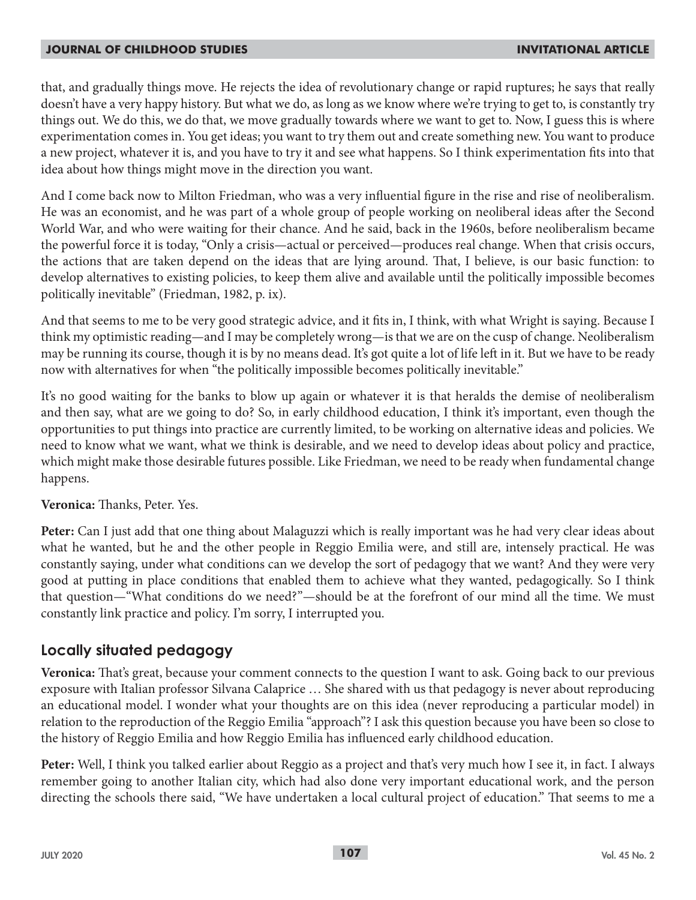that, and gradually things move. He rejects the idea of revolutionary change or rapid ruptures; he says that really doesn't have a very happy history. But what we do, as long as we know where we're trying to get to, is constantly try things out. We do this, we do that, we move gradually towards where we want to get to. Now, I guess this is where experimentation comes in. You get ideas; you want to try them out and create something new. You want to produce a new project, whatever it is, and you have to try it and see what happens. So I think experimentation fits into that idea about how things might move in the direction you want.

And I come back now to Milton Friedman, who was a very influential figure in the rise and rise of neoliberalism. He was an economist, and he was part of a whole group of people working on neoliberal ideas after the Second World War, and who were waiting for their chance. And he said, back in the 1960s, before neoliberalism became the powerful force it is today, "Only a crisis—actual or perceived—produces real change. When that crisis occurs, the actions that are taken depend on the ideas that are lying around. That, I believe, is our basic function: to develop alternatives to existing policies, to keep them alive and available until the politically impossible becomes politically inevitable" (Friedman, 1982, p. ix).

And that seems to me to be very good strategic advice, and it fits in, I think, with what Wright is saying. Because I think my optimistic reading—and I may be completely wrong—is that we are on the cusp of change. Neoliberalism may be running its course, though it is by no means dead. It's got quite a lot of life left in it. But we have to be ready now with alternatives for when "the politically impossible becomes politically inevitable."

It's no good waiting for the banks to blow up again or whatever it is that heralds the demise of neoliberalism and then say, what are we going to do? So, in early childhood education, I think it's important, even though the opportunities to put things into practice are currently limited, to be working on alternative ideas and policies. We need to know what we want, what we think is desirable, and we need to develop ideas about policy and practice, which might make those desirable futures possible. Like Friedman, we need to be ready when fundamental change happens.

**Veronica:** Thanks, Peter. Yes.

**Peter:** Can I just add that one thing about Malaguzzi which is really important was he had very clear ideas about what he wanted, but he and the other people in Reggio Emilia were, and still are, intensely practical. He was constantly saying, under what conditions can we develop the sort of pedagogy that we want? And they were very good at putting in place conditions that enabled them to achieve what they wanted, pedagogically. So I think that question—"What conditions do we need?"—should be at the forefront of our mind all the time. We must constantly link practice and policy. I'm sorry, I interrupted you.

## Locally situated pedagogy

**Veronica:** That's great, because your comment connects to the question I want to ask. Going back to our previous exposure with Italian professor Silvana Calaprice … She shared with us that pedagogy is never about reproducing an educational model. I wonder what your thoughts are on this idea (never reproducing a particular model) in relation to the reproduction of the Reggio Emilia "approach"? I ask this question because you have been so close to the history of Reggio Emilia and how Reggio Emilia has influenced early childhood education.

**Peter:** Well, I think you talked earlier about Reggio as a project and that's very much how I see it, in fact. I always remember going to another Italian city, which had also done very important educational work, and the person directing the schools there said, "We have undertaken a local cultural project of education." That seems to me a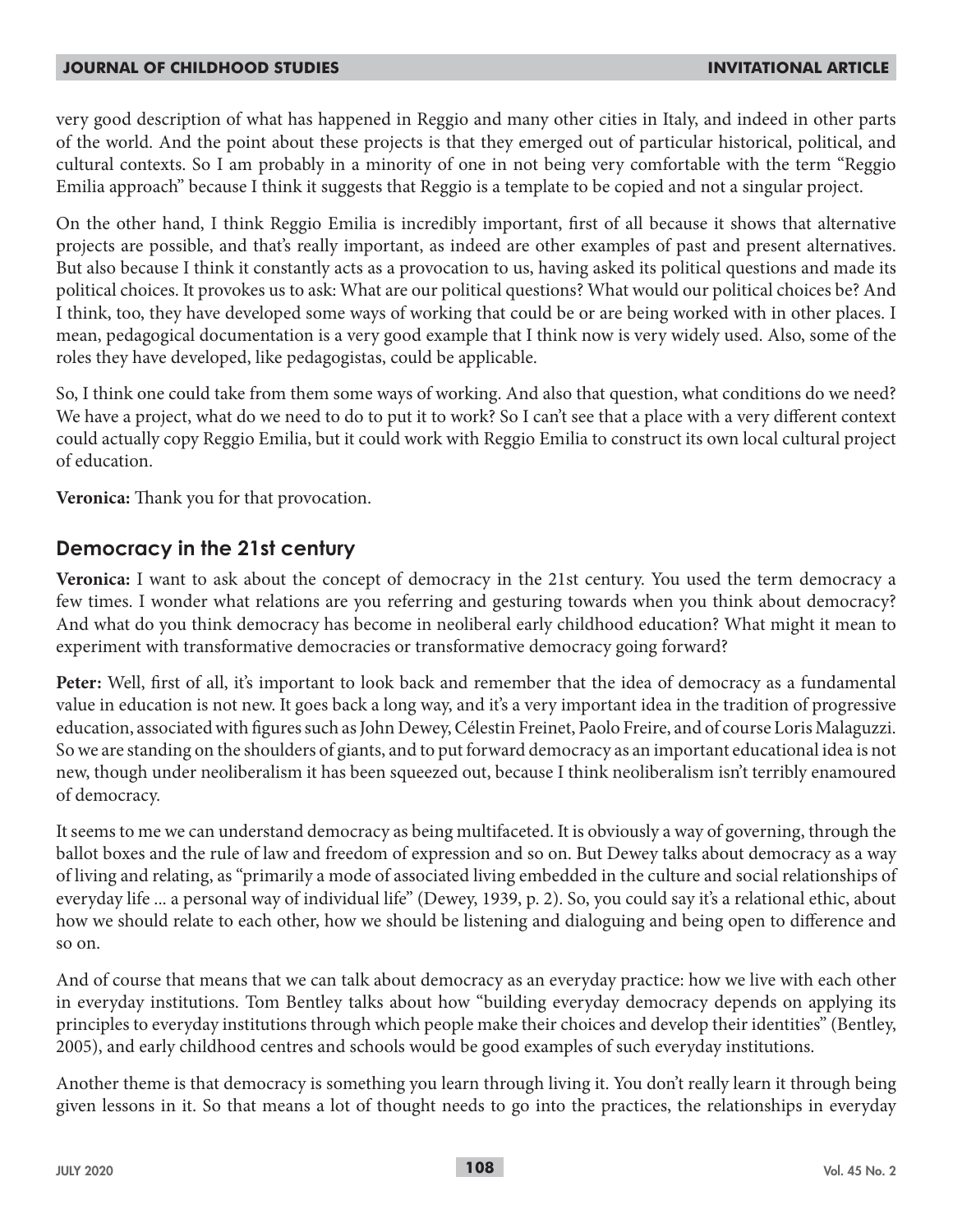very good description of what has happened in Reggio and many other cities in Italy, and indeed in other parts of the world. And the point about these projects is that they emerged out of particular historical, political, and cultural contexts. So I am probably in a minority of one in not being very comfortable with the term "Reggio Emilia approach" because I think it suggests that Reggio is a template to be copied and not a singular project.

On the other hand, I think Reggio Emilia is incredibly important, first of all because it shows that alternative projects are possible, and that's really important, as indeed are other examples of past and present alternatives. But also because I think it constantly acts as a provocation to us, having asked its political questions and made its political choices. It provokes us to ask: What are our political questions? What would our political choices be? And I think, too, they have developed some ways of working that could be or are being worked with in other places. I mean, pedagogical documentation is a very good example that I think now is very widely used. Also, some of the roles they have developed, like pedagogistas, could be applicable.

So, I think one could take from them some ways of working. And also that question, what conditions do we need? We have a project, what do we need to do to put it to work? So I can't see that a place with a very different context could actually copy Reggio Emilia, but it could work with Reggio Emilia to construct its own local cultural project of education.

**Veronica:** Thank you for that provocation.

## Democracy in the 21st century

**Veronica:** I want to ask about the concept of democracy in the 21st century. You used the term democracy a few times. I wonder what relations are you referring and gesturing towards when you think about democracy? And what do you think democracy has become in neoliberal early childhood education? What might it mean to experiment with transformative democracies or transformative democracy going forward?

**Peter:** Well, first of all, it's important to look back and remember that the idea of democracy as a fundamental value in education is not new. It goes back a long way, and it's a very important idea in the tradition of progressive education, associated with figures such as John Dewey, Célestin Freinet, Paolo Freire, and of course Loris Malaguzzi. So we are standing on the shoulders of giants, and to put forward democracy as an important educational idea is not new, though under neoliberalism it has been squeezed out, because I think neoliberalism isn't terribly enamoured of democracy.

It seems to me we can understand democracy as being multifaceted. It is obviously a way of governing, through the ballot boxes and the rule of law and freedom of expression and so on. But Dewey talks about democracy as a way of living and relating, as "primarily a mode of associated living embedded in the culture and social relationships of everyday life ... a personal way of individual life" (Dewey, 1939, p. 2). So, you could say it's a relational ethic, about how we should relate to each other, how we should be listening and dialoguing and being open to difference and so on.

And of course that means that we can talk about democracy as an everyday practice: how we live with each other in everyday institutions. Tom Bentley talks about how "building everyday democracy depends on applying its principles to everyday institutions through which people make their choices and develop their identities" (Bentley, 2005), and early childhood centres and schools would be good examples of such everyday institutions.

Another theme is that democracy is something you learn through living it. You don't really learn it through being given lessons in it. So that means a lot of thought needs to go into the practices, the relationships in everyday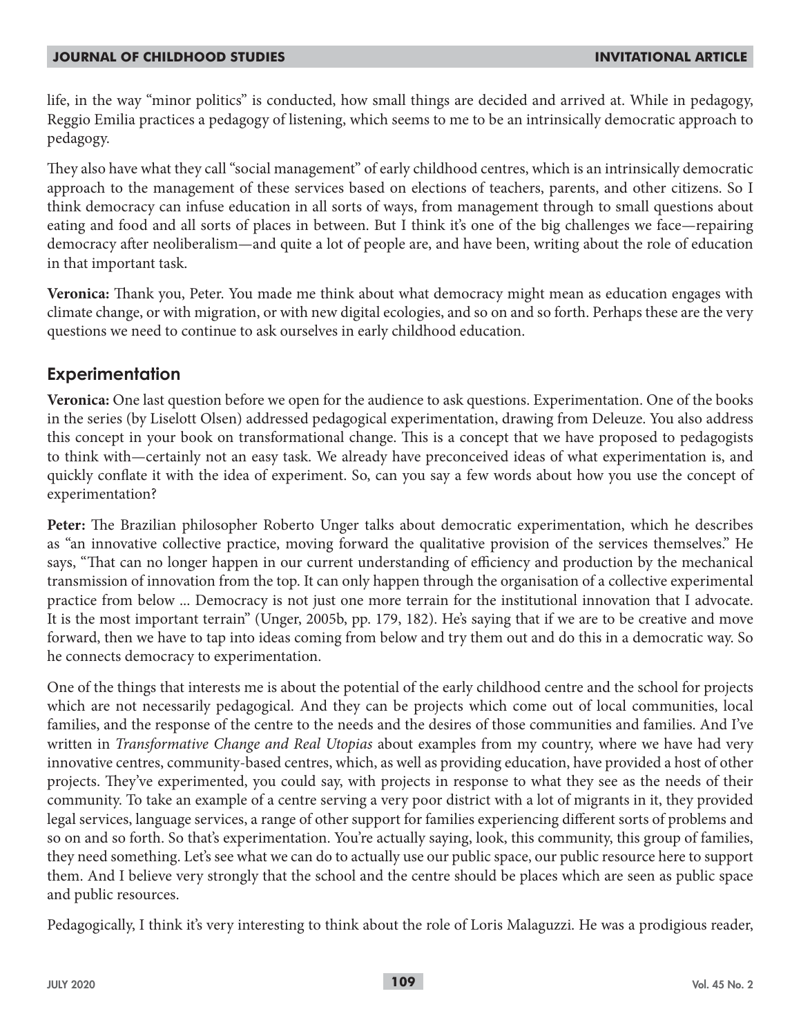life, in the way "minor politics" is conducted, how small things are decided and arrived at. While in pedagogy, Reggio Emilia practices a pedagogy of listening, which seems to me to be an intrinsically democratic approach to pedagogy.

They also have what they call "social management" of early childhood centres, which is an intrinsically democratic approach to the management of these services based on elections of teachers, parents, and other citizens. So I think democracy can infuse education in all sorts of ways, from management through to small questions about eating and food and all sorts of places in between. But I think it's one of the big challenges we face—repairing democracy after neoliberalism—and quite a lot of people are, and have been, writing about the role of education in that important task.

**Veronica:** Thank you, Peter. You made me think about what democracy might mean as education engages with climate change, or with migration, or with new digital ecologies, and so on and so forth. Perhaps these are the very questions we need to continue to ask ourselves in early childhood education.

## Experimentation

**Veronica:** One last question before we open for the audience to ask questions. Experimentation. One of the books in the series (by Liselott Olsen) addressed pedagogical experimentation, drawing from Deleuze. You also address this concept in your book on transformational change. This is a concept that we have proposed to pedagogists to think with—certainly not an easy task. We already have preconceived ideas of what experimentation is, and quickly conflate it with the idea of experiment. So, can you say a few words about how you use the concept of experimentation?

**Peter:** The Brazilian philosopher Roberto Unger talks about democratic experimentation, which he describes as "an innovative collective practice, moving forward the qualitative provision of the services themselves." He says, "That can no longer happen in our current understanding of efficiency and production by the mechanical transmission of innovation from the top. It can only happen through the organisation of a collective experimental practice from below ... Democracy is not just one more terrain for the institutional innovation that I advocate. It is the most important terrain" (Unger, 2005b, pp. 179, 182). He's saying that if we are to be creative and move forward, then we have to tap into ideas coming from below and try them out and do this in a democratic way. So he connects democracy to experimentation.

One of the things that interests me is about the potential of the early childhood centre and the school for projects which are not necessarily pedagogical. And they can be projects which come out of local communities, local families, and the response of the centre to the needs and the desires of those communities and families. And I've written in *Transformative Change and Real Utopias* about examples from my country, where we have had very innovative centres, community-based centres, which, as well as providing education, have provided a host of other projects. They've experimented, you could say, with projects in response to what they see as the needs of their community. To take an example of a centre serving a very poor district with a lot of migrants in it, they provided legal services, language services, a range of other support for families experiencing different sorts of problems and so on and so forth. So that's experimentation. You're actually saying, look, this community, this group of families, they need something. Let's see what we can do to actually use our public space, our public resource here to support them. And I believe very strongly that the school and the centre should be places which are seen as public space and public resources.

Pedagogically, I think it's very interesting to think about the role of Loris Malaguzzi. He was a prodigious reader,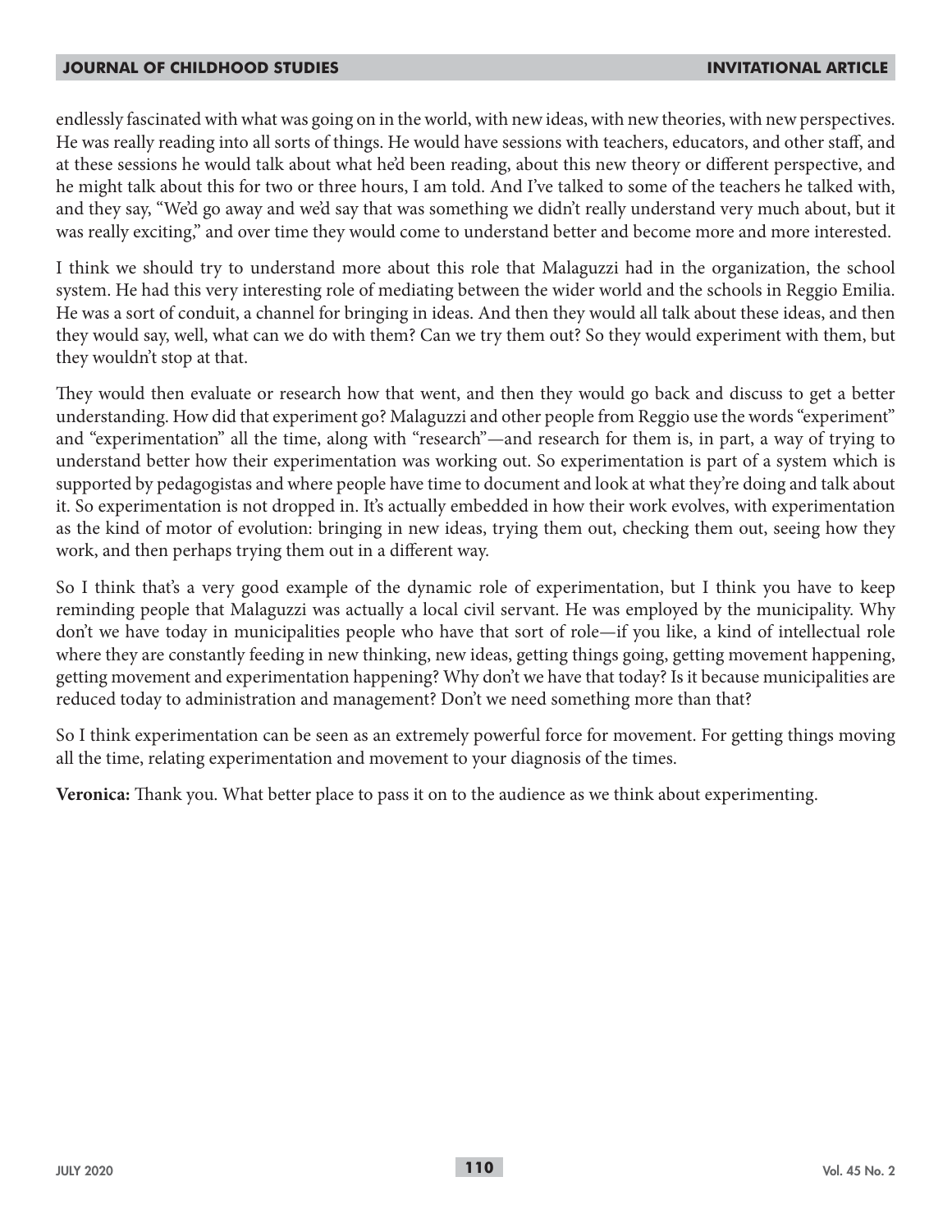endlessly fascinated with what was going on in the world, with new ideas, with new theories, with new perspectives. He was really reading into all sorts of things. He would have sessions with teachers, educators, and other staff, and at these sessions he would talk about what he'd been reading, about this new theory or different perspective, and he might talk about this for two or three hours, I am told. And I've talked to some of the teachers he talked with, and they say, "We'd go away and we'd say that was something we didn't really understand very much about, but it was really exciting," and over time they would come to understand better and become more and more interested.

I think we should try to understand more about this role that Malaguzzi had in the organization, the school system. He had this very interesting role of mediating between the wider world and the schools in Reggio Emilia. He was a sort of conduit, a channel for bringing in ideas. And then they would all talk about these ideas, and then they would say, well, what can we do with them? Can we try them out? So they would experiment with them, but they wouldn't stop at that.

They would then evaluate or research how that went, and then they would go back and discuss to get a better understanding. How did that experiment go? Malaguzzi and other people from Reggio use the words "experiment" and "experimentation" all the time, along with "research"—and research for them is, in part, a way of trying to understand better how their experimentation was working out. So experimentation is part of a system which is supported by pedagogistas and where people have time to document and look at what they're doing and talk about it. So experimentation is not dropped in. It's actually embedded in how their work evolves, with experimentation as the kind of motor of evolution: bringing in new ideas, trying them out, checking them out, seeing how they work, and then perhaps trying them out in a different way.

So I think that's a very good example of the dynamic role of experimentation, but I think you have to keep reminding people that Malaguzzi was actually a local civil servant. He was employed by the municipality. Why don't we have today in municipalities people who have that sort of role—if you like, a kind of intellectual role where they are constantly feeding in new thinking, new ideas, getting things going, getting movement happening, getting movement and experimentation happening? Why don't we have that today? Is it because municipalities are reduced today to administration and management? Don't we need something more than that?

So I think experimentation can be seen as an extremely powerful force for movement. For getting things moving all the time, relating experimentation and movement to your diagnosis of the times.

**Veronica:** Thank you. What better place to pass it on to the audience as we think about experimenting.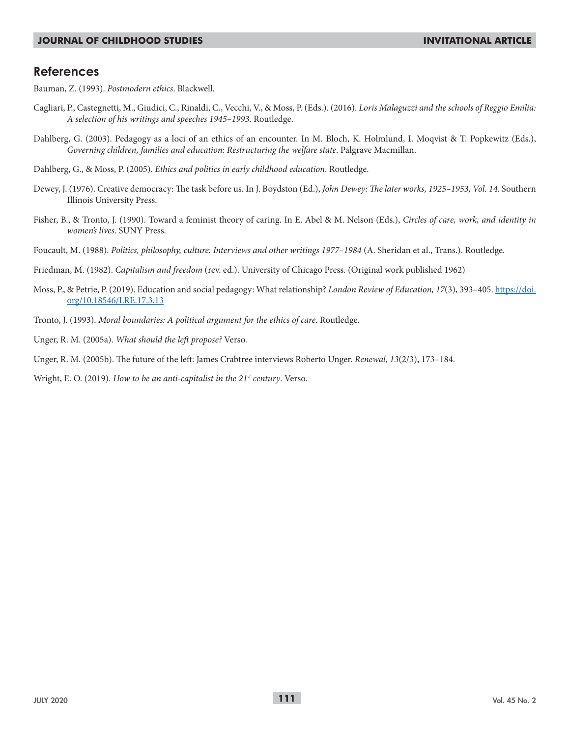## References

Bauman, Z. (1993). *Postmodern ethics*. Blackwell.

Cagliari, P., Castegnetti, M., Giudici, C., Rinaldi, C., Vecchi, V., & Moss, P. (Eds.). (2016). *Loris Malaguzzi and the schools of Reggio Emilia: A selection of his writings and speeches 1945–1993*. Routledge.

Dahlberg, G. (2003). Pedagogy as a loci of an ethics of an encounter. In M. Bloch, K. Holmlund, I. Moqvist & T. Popkewitz (Eds.), *Governing children, families and education: Restructuring the welfare state*. Palgrave Macmillan.

Dahlberg, G., & Moss, P. (2005). *Ethics and politics in early childhood education*. Routledge.

Dewey, J. (1976). Creative democracy: The task before us. In J. Boydston (Ed.), *John Dewey: The later works, 1925–1953, Vol. 14*. Southern Illinois University Press.

Fisher, B., & Tronto, J. (1990). Toward a feminist theory of caring. In E. Abel & M. Nelson (Eds.), *Circles of care, work, and identity in women's lives*. SUNY Press.

Foucault, M. (1988). *Politics, philosophy, culture: Interviews and other writings 1977–1984* (A. Sheridan et al., Trans.). Routledge.

Friedman, M. (1982). *Capitalism and freedom* (rev. ed.). University of Chicago Press. (Original work published 1962)

Moss, P., & Petrie, P. (2019). Education and social pedagogy: What relationship? *London Review of Education, 17*(3), 393–405. https://doi.org/10.18546/LRE.17.3.13

Tronto, J. (1993). *Moral boundaries: A political argument for the ethics of care*. Routledge.

Unger, R. M. (2005a). *What should the left propose?* Verso.

Unger, R. M. (2005b). The future of the left: James Crabtree interviews Roberto Unger. *Renewal*, *13*(2/3), 173–184.

Wright, E. O. (2019). *How to be an anti-capitalist in the 21st century*. Verso.